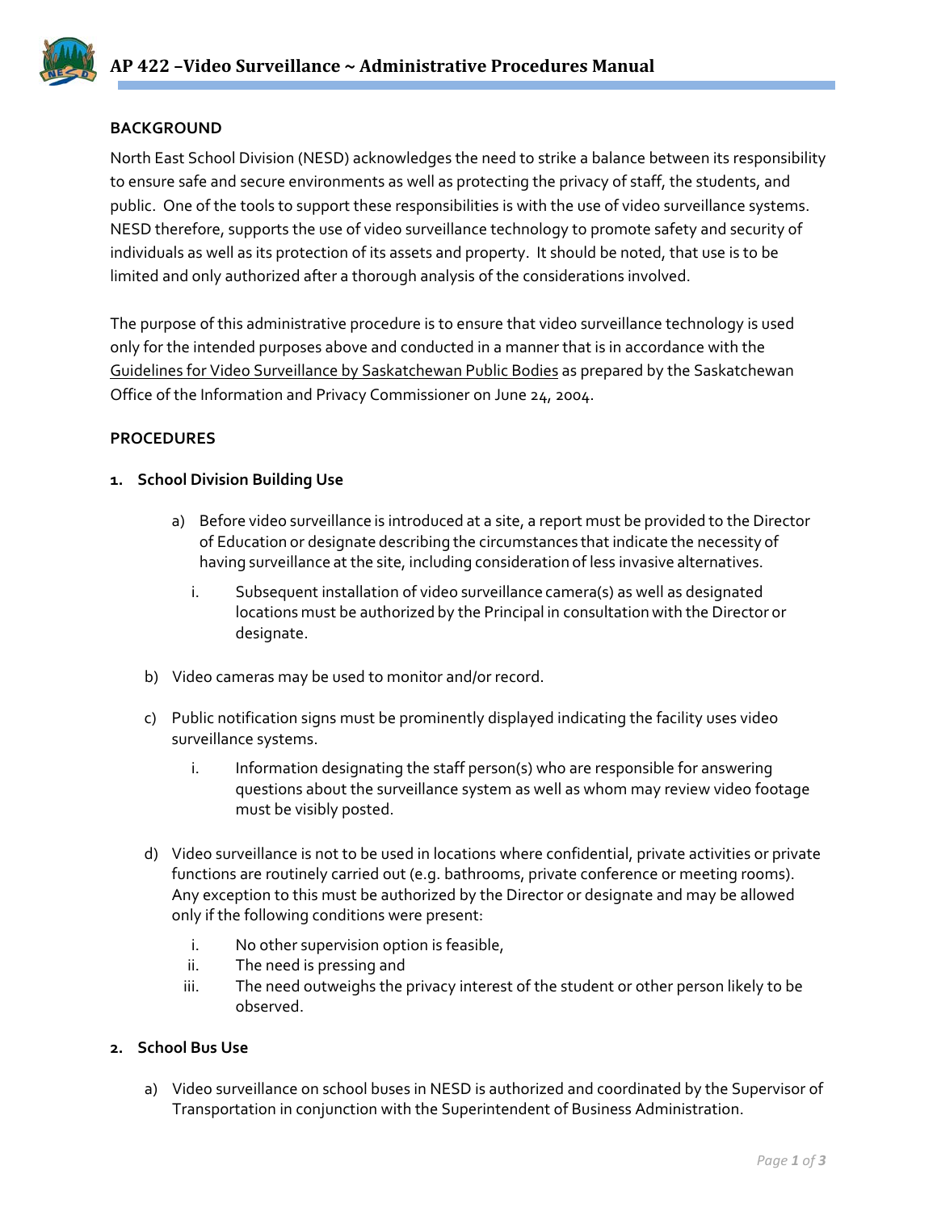# AP 422 –Video Surveillance ~ Administrative Procedures Manual

**BACKGROUND**

North East School Division (NESD) acknowledges the need to strike a balance between its responsibility to ensure safe and secure environments as well as protecting the privacy of staff, the students, and public. One of the tools to support these responsibilities is with the use of video surveillance systems. NESD therefore, supports the use of video surveillance technology to promote safety and security of individuals as well as its protection of its assets and property. It should be noted, that use is to be limited and only authorized after a thorough analysis of the considerations involved.

The purpose of this administrative procedure is to ensure that video surveillance technology is used only for the intended purposes above and conducted in a manner that is in accordance with the Guidelines for Video Surveillance by Saskatchewan Public Bodies as prepared by the Saskatchewan Office of the Information and Privacy Commissioner on June 24, 2004.

**PROCEDURES**

**1. School Division Building Use**

a) Before video surveillance is introduced at a site, a report must be provided to the Director of Education or designate describing the circumstances that indicate the necessity of having surveillance at the site, including consideration of less invasive alternatives.

   i. Subsequent installation of video surveillance camera(s) as well as designated locations must be authorized by the Principal in consultation with the Director or designate.

b) Video cameras may be used to monitor and/or record.

c) Public notification signs must be prominently displayed indicating the facility uses video surveillance systems.

   i. Information designating the staff person(s) who are responsible for answering questions about the surveillance system as well as whom may review video footage must be visibly posted.

d) Video surveillance is not to be used in locations where confidential, private activities or private functions are routinely carried out (e.g. bathrooms, private conference or meeting rooms). Any exception to this must be authorized by the Director or designate and may be allowed only if the following conditions were present:

   i. No other supervision option is feasible,
   ii. The need is pressing and
   iii. The need outweighs the privacy interest of the student or other person likely to be observed.

**2. School Bus Use**

a) Video surveillance on school buses in NESD is authorized and coordinated by the Supervisor of Transportation in conjunction with the Superintendent of Business Administration.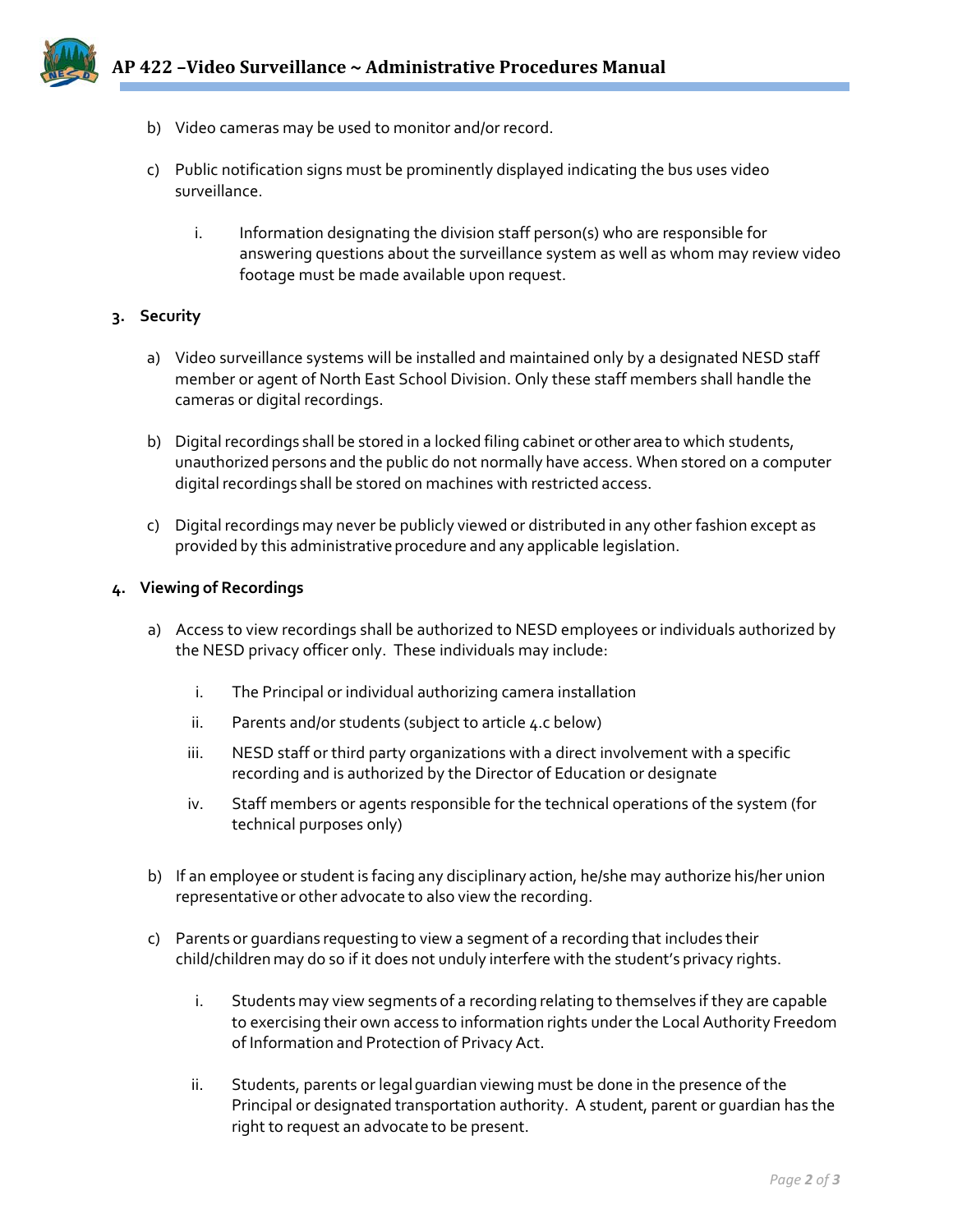b) Video cameras may be used to monitor and/or record.

c) Public notification signs must be prominently displayed indicating the bus uses video surveillance.

   i. Information designating the division staff person(s) who are responsible for answering questions about the surveillance system as well as whom may review video footage must be made available upon request.

**3. Security**

a) Video surveillance systems will be installed and maintained only by a designated NESD staff member or agent of North East School Division. Only these staff members shall handle the cameras or digital recordings.

b) Digital recordings shall be stored in a locked filing cabinet or other area to which students, unauthorized persons and the public do not normally have access. When stored on a computer digital recordings shall be stored on machines with restricted access.

c) Digital recordings may never be publicly viewed or distributed in any other fashion except as provided by this administrative procedure and any applicable legislation.

**4. Viewing of Recordings**

a) Access to view recordings shall be authorized to NESD employees or individuals authorized by the NESD privacy officer only. These individuals may include:

   i. The Principal or individual authorizing camera installation

   ii. Parents and/or students (subject to article 4.c below)

   iii. NESD staff or third party organizations with a direct involvement with a specific recording and is authorized by the Director of Education or designate

   iv. Staff members or agents responsible for the technical operations of the system (for technical purposes only)

b) If an employee or student is facing any disciplinary action, he/she may authorize his/her union representative or other advocate to also view the recording.

c) Parents or guardians requesting to view a segment of a recording that includes their child/children may do so if it does not unduly interfere with the student's privacy rights.

   i. Students may view segments of a recording relating to themselves if they are capable to exercising their own access to information rights under the Local Authority Freedom of Information and Protection of Privacy Act.

   ii. Students, parents or legal guardian viewing must be done in the presence of the Principal or designated transportation authority. A student, parent or guardian has the right to request an advocate to be present.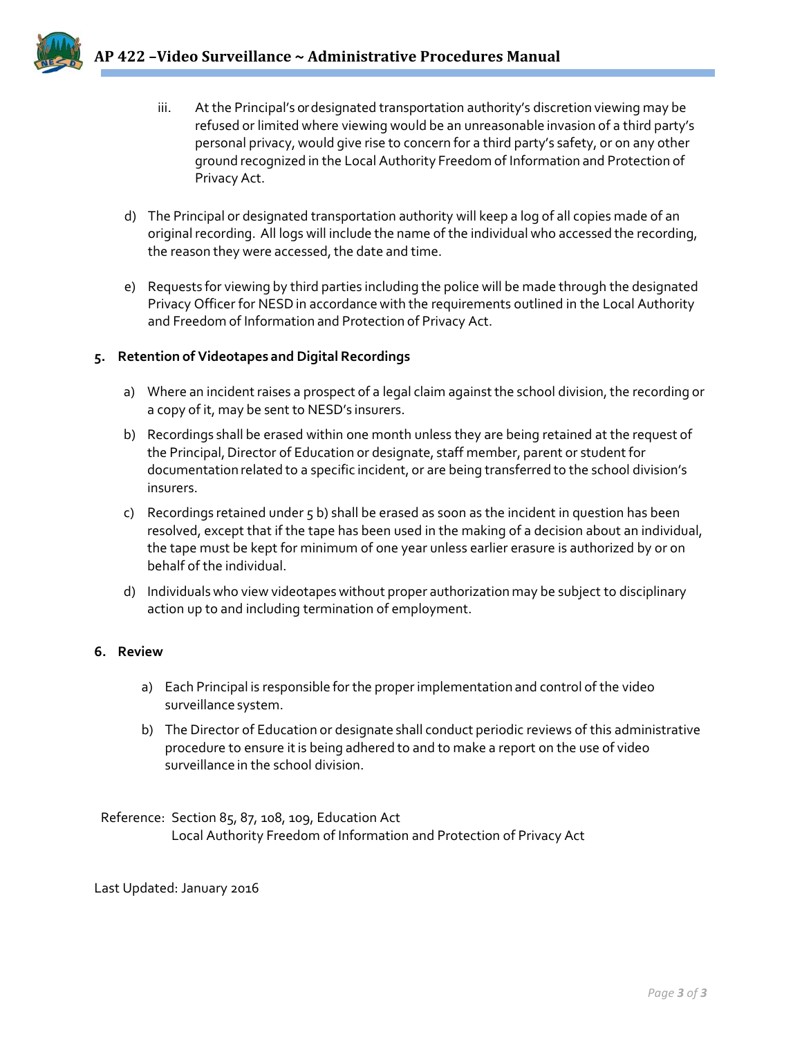iii. At the Principal's or designated transportation authority's discretion viewing may be refused or limited where viewing would be an unreasonable invasion of a third party's personal privacy, would give rise to concern for a third party's safety, or on any other ground recognized in the Local Authority Freedom of Information and Protection of Privacy Act.

d) The Principal or designated transportation authority will keep a log of all copies made of an original recording. All logs will include the name of the individual who accessed the recording, the reason they were accessed, the date and time.

e) Requests for viewing by third parties including the police will be made through the designated Privacy Officer for NESD in accordance with the requirements outlined in the Local Authority and Freedom of Information and Protection of Privacy Act.

**5. Retention of Videotapes and Digital Recordings**

a) Where an incident raises a prospect of a legal claim against the school division, the recording or a copy of it, may be sent to NESD's insurers.

b) Recordings shall be erased within one month unless they are being retained at the request of the Principal, Director of Education or designate, staff member, parent or student for documentation related to a specific incident, or are being transferred to the school division's insurers.

c) Recordings retained under 5 b) shall be erased as soon as the incident in question has been resolved, except that if the tape has been used in the making of a decision about an individual, the tape must be kept for minimum of one year unless earlier erasure is authorized by or on behalf of the individual.

d) Individuals who view videotapes without proper authorization may be subject to disciplinary action up to and including termination of employment.

**6. Review**

a) Each Principal is responsible for the proper implementation and control of the video surveillance system.

b) The Director of Education or designate shall conduct periodic reviews of this administrative procedure to ensure it is being adhered to and to make a report on the use of video surveillance in the school division.

Reference: Section 85, 87, 108, 109, Education Act
Local Authority Freedom of Information and Protection of Privacy Act

Last Updated: January 2016